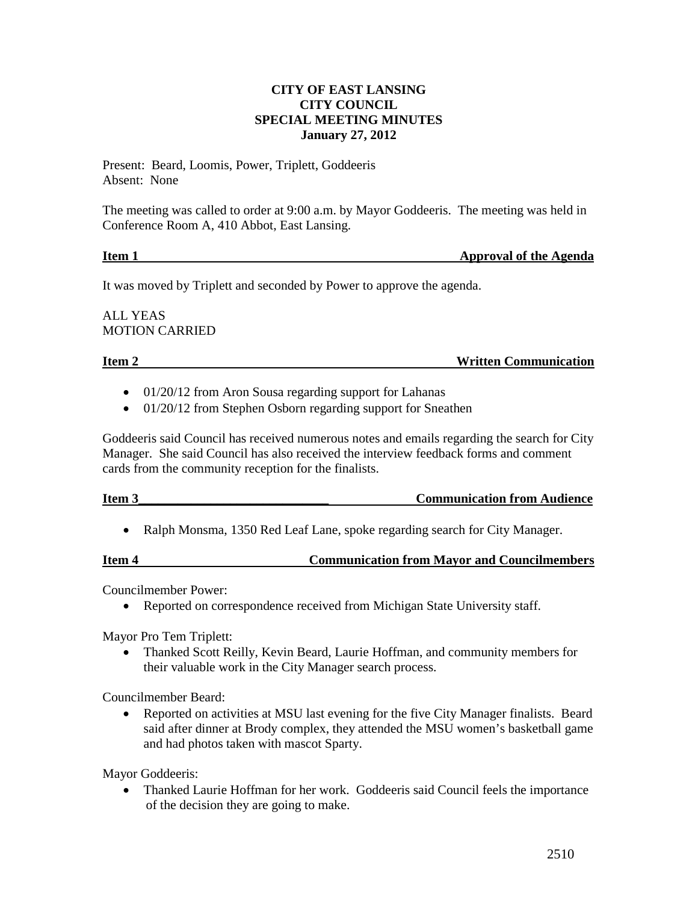**CITY OF EAST LANSING**
**CITY COUNCIL**
**SPECIAL MEETING MINUTES**
**January 27, 2012**

Present: Beard, Loomis, Power, Triplett, Goddeeris
Absent: None

The meeting was called to order at 9:00 a.m. by Mayor Goddeeris. The meeting was held in Conference Room A, 410 Abbot, East Lansing.

**Item 1 Approval of the Agenda**

It was moved by Triplett and seconded by Power to approve the agenda.

ALL YEAS
MOTION CARRIED

**Item 2 Written Communication**

- 01/20/12 from Aron Sousa regarding support for Lahanas
- 01/20/12 from Stephen Osborn regarding support for Sneathen

Goddeeris said Council has received numerous notes and emails regarding the search for City Manager. She said Council has also received the interview feedback forms and comment cards from the community reception for the finalists.

**Item 3 Communication from Audience**

- Ralph Monsma, 1350 Red Leaf Lane, spoke regarding search for City Manager.

**Item 4 Communication from Mayor and Councilmembers**

Councilmember Power:

- Reported on correspondence received from Michigan State University staff.

Mayor Pro Tem Triplett:

- Thanked Scott Reilly, Kevin Beard, Laurie Hoffman, and community members for their valuable work in the City Manager search process.

Councilmember Beard:

- Reported on activities at MSU last evening for the five City Manager finalists. Beard said after dinner at Brody complex, they attended the MSU women's basketball game and had photos taken with mascot Sparty.

Mayor Goddeeris:

- Thanked Laurie Hoffman for her work. Goddeeris said Council feels the importance of the decision they are going to make.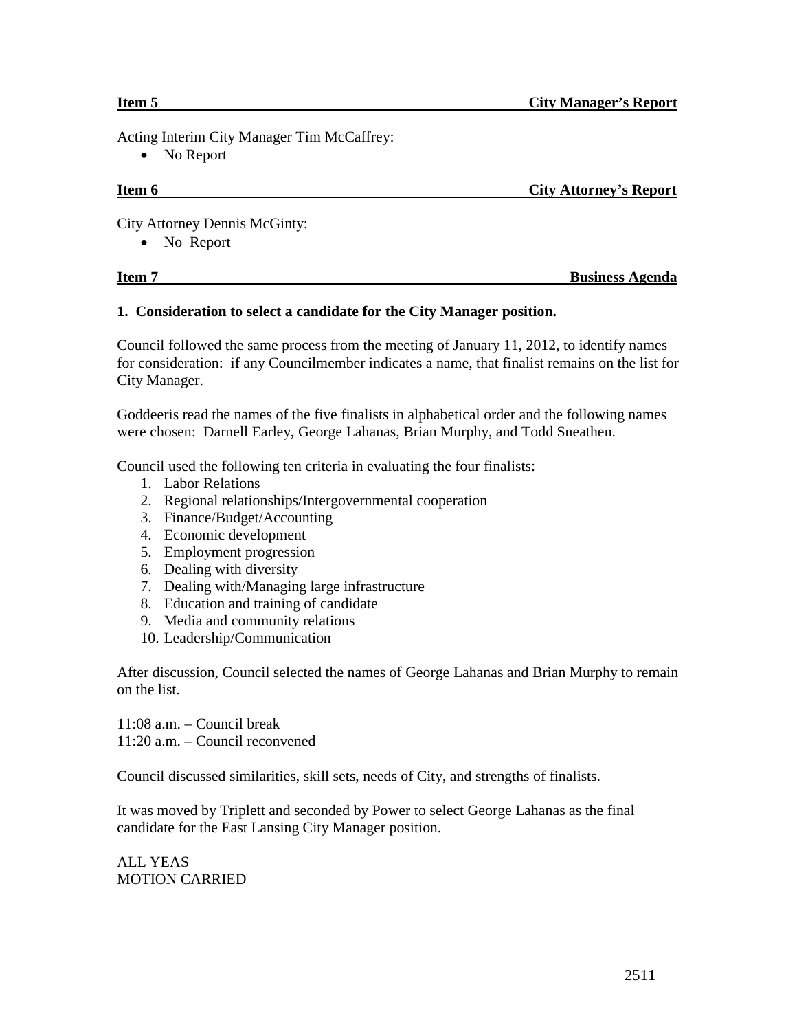**Item 5** **City Manager's Report**

Acting Interim City Manager Tim McCaffrey:

- No Report

**Item 6** **City Attorney's Report**

City Attorney Dennis McGinty:

- No Report

**Item 7** **Business Agenda**

**1. Consideration to select a candidate for the City Manager position.**

Council followed the same process from the meeting of January 11, 2012, to identify names for consideration: if any Councilmember indicates a name, that finalist remains on the list for City Manager.

Goddeeris read the names of the five finalists in alphabetical order and the following names were chosen: Darnell Earley, George Lahanas, Brian Murphy, and Todd Sneathen.

Council used the following ten criteria in evaluating the four finalists:

1. Labor Relations
2. Regional relationships/Intergovernmental cooperation
3. Finance/Budget/Accounting
4. Economic development
5. Employment progression
6. Dealing with diversity
7. Dealing with/Managing large infrastructure
8. Education and training of candidate
9. Media and community relations
10. Leadership/Communication

After discussion, Council selected the names of George Lahanas and Brian Murphy to remain on the list.

11:08 a.m. – Council break
11:20 a.m. – Council reconvened

Council discussed similarities, skill sets, needs of City, and strengths of finalists.

It was moved by Triplett and seconded by Power to select George Lahanas as the final candidate for the East Lansing City Manager position.

ALL YEAS
MOTION CARRIED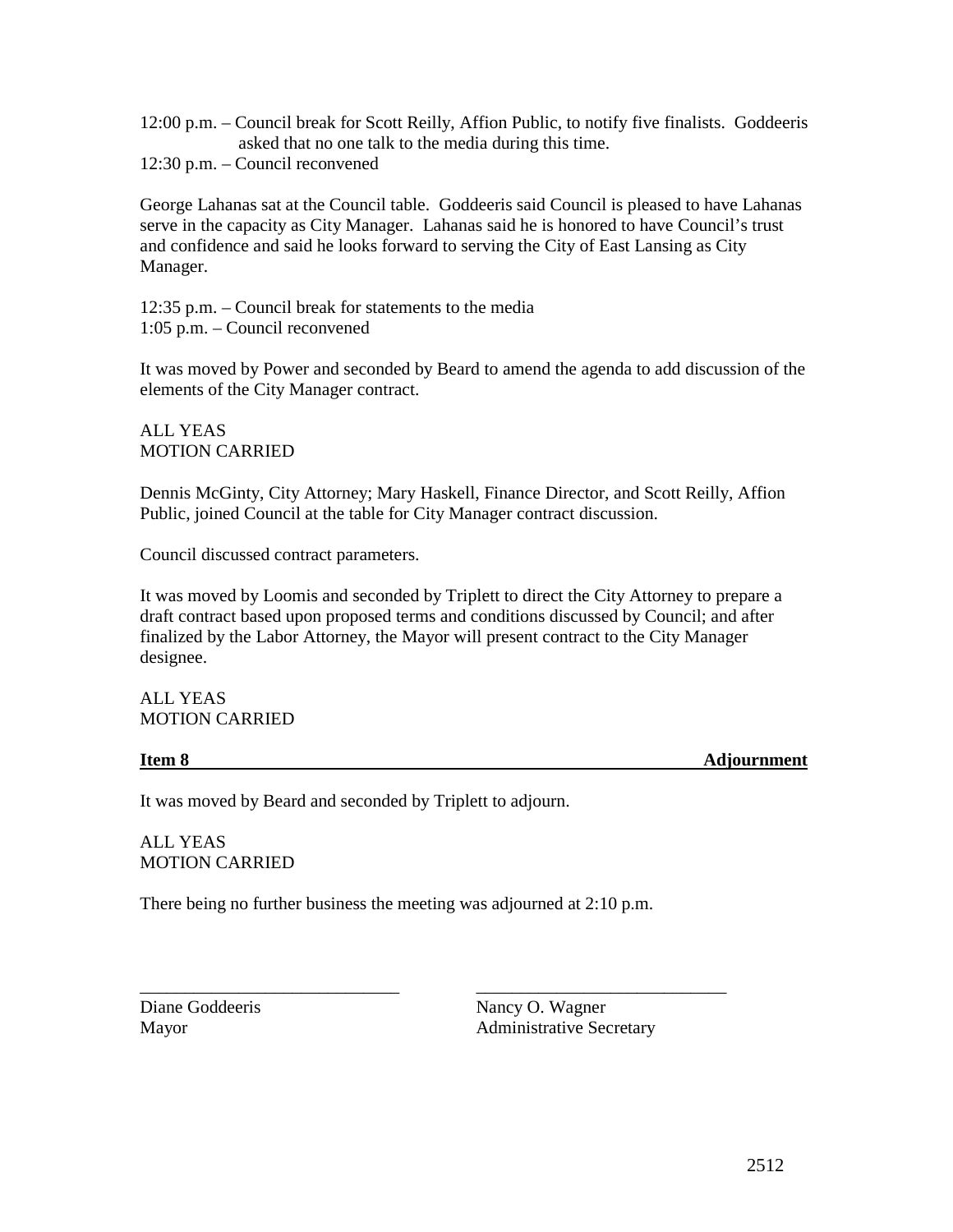12:00 p.m. – Council break for Scott Reilly, Affion Public, to notify five finalists. Goddeeris asked that no one talk to the media during this time.
12:30 p.m. – Council reconvened

George Lahanas sat at the Council table. Goddeeris said Council is pleased to have Lahanas serve in the capacity as City Manager. Lahanas said he is honored to have Council's trust and confidence and said he looks forward to serving the City of East Lansing as City Manager.

12:35 p.m. – Council break for statements to the media
1:05 p.m. – Council reconvened

It was moved by Power and seconded by Beard to amend the agenda to add discussion of the elements of the City Manager contract.

ALL YEAS
MOTION CARRIED

Dennis McGinty, City Attorney; Mary Haskell, Finance Director, and Scott Reilly, Affion Public, joined Council at the table for City Manager contract discussion.

Council discussed contract parameters.

It was moved by Loomis and seconded by Triplett to direct the City Attorney to prepare a draft contract based upon proposed terms and conditions discussed by Council; and after finalized by the Labor Attorney, the Mayor will present contract to the City Manager designee.

ALL YEAS
MOTION CARRIED

**Item 8 Adjournment**

It was moved by Beard and seconded by Triplett to adjourn.

ALL YEAS
MOTION CARRIED

There being no further business the meeting was adjourned at 2:10 p.m.

_____________________________ _____________________________

Diane Goddeeris
Mayor

Nancy O. Wagner
Administrative Secretary